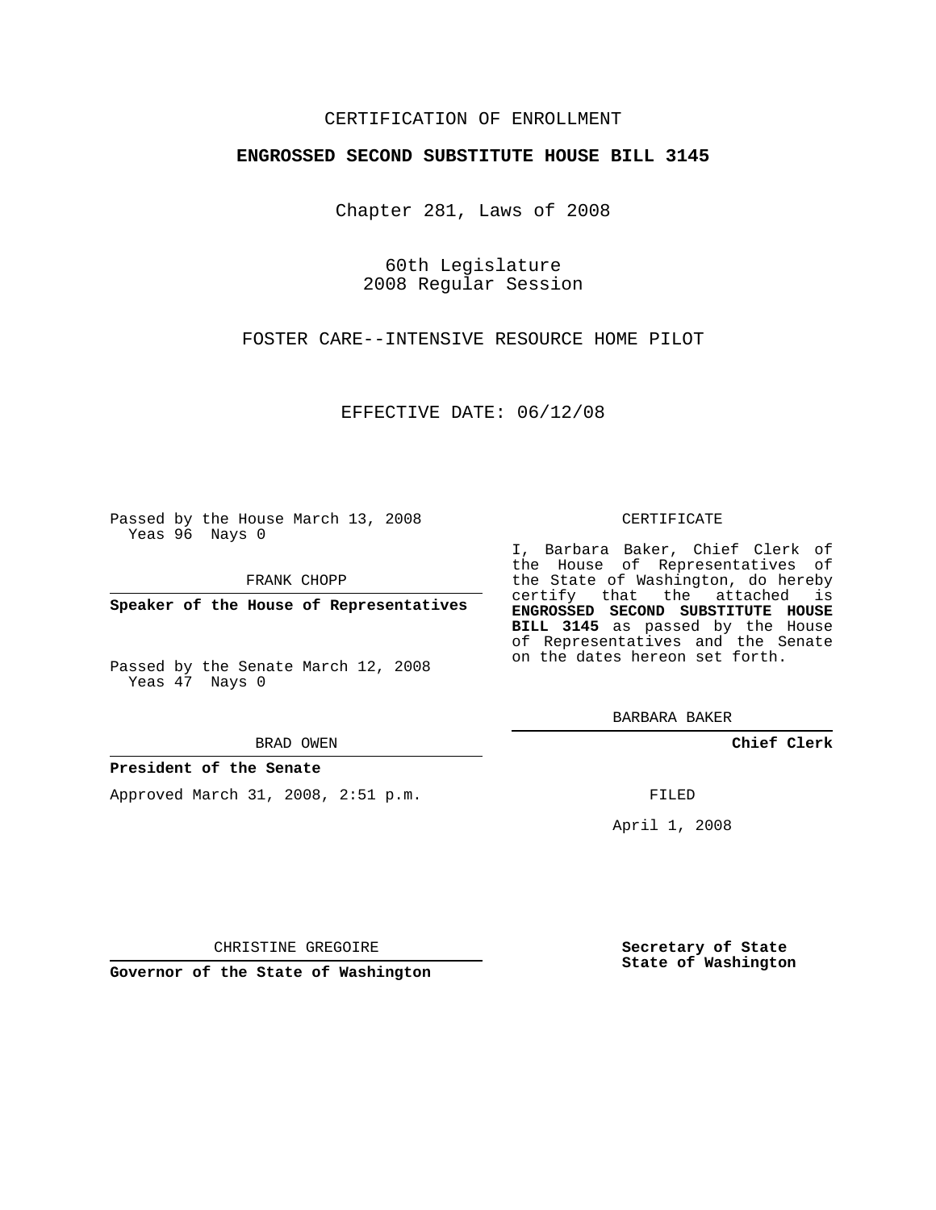CERTIFICATION OF ENROLLMENT

**ENGROSSED SECOND SUBSTITUTE HOUSE BILL 3145**

Chapter 281, Laws of 2008

60th Legislature
2008 Regular Session

FOSTER CARE--INTENSIVE RESOURCE HOME PILOT

EFFECTIVE DATE: 06/12/08

Passed by the House March 13, 2008
Yeas 96 Nays 0

FRANK CHOPP

**Speaker of the House of Representatives**

Passed by the Senate March 12, 2008
Yeas 47 Nays 0

BRAD OWEN

**President of the Senate**

Approved March 31, 2008, 2:51 p.m.

CHRISTINE GREGOIRE

**Governor of the State of Washington**

CERTIFICATE

I, Barbara Baker, Chief Clerk of the House of Representatives of the State of Washington, do hereby certify that the attached is **ENGROSSED SECOND SUBSTITUTE HOUSE BILL 3145** as passed by the House of Representatives and the Senate on the dates hereon set forth.

BARBARA BAKER

**Chief Clerk**

FILED

April 1, 2008

**Secretary of State**
**State of Washington**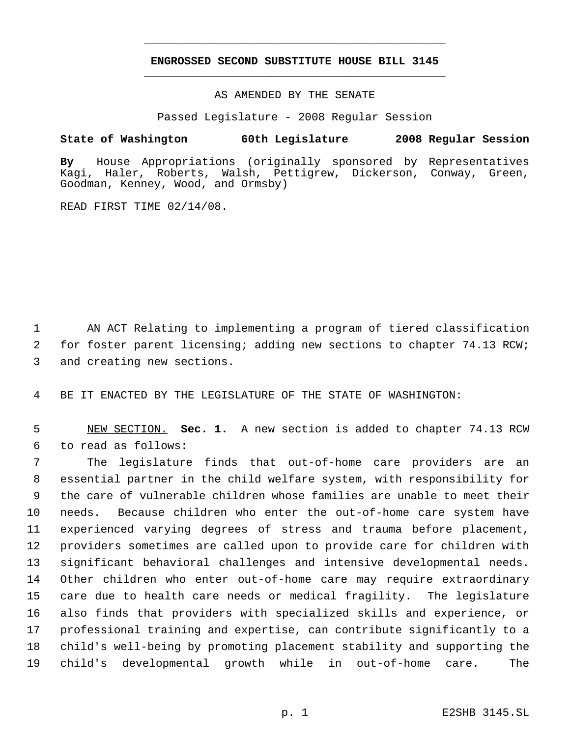# ENGROSSED SECOND SUBSTITUTE HOUSE BILL 3145

AS AMENDED BY THE SENATE

Passed Legislature - 2008 Regular Session

**State of Washington 60th Legislature 2008 Regular Session**

**By** House Appropriations (originally sponsored by Representatives Kagi, Haler, Roberts, Walsh, Pettigrew, Dickerson, Conway, Green, Goodman, Kenney, Wood, and Ormsby)

READ FIRST TIME 02/14/08.

AN ACT Relating to implementing a program of tiered classification for foster parent licensing; adding new sections to chapter 74.13 RCW; and creating new sections.

BE IT ENACTED BY THE LEGISLATURE OF THE STATE OF WASHINGTON:

NEW SECTION. **Sec. 1.** A new section is added to chapter 74.13 RCW to read as follows:

The legislature finds that out-of-home care providers are an essential partner in the child welfare system, with responsibility for the care of vulnerable children whose families are unable to meet their needs. Because children who enter the out-of-home care system have experienced varying degrees of stress and trauma before placement, providers sometimes are called upon to provide care for children with significant behavioral challenges and intensive developmental needs. Other children who enter out-of-home care may require extraordinary care due to health care needs or medical fragility. The legislature also finds that providers with specialized skills and experience, or professional training and expertise, can contribute significantly to a child's well-being by promoting placement stability and supporting the child's developmental growth while in out-of-home care. The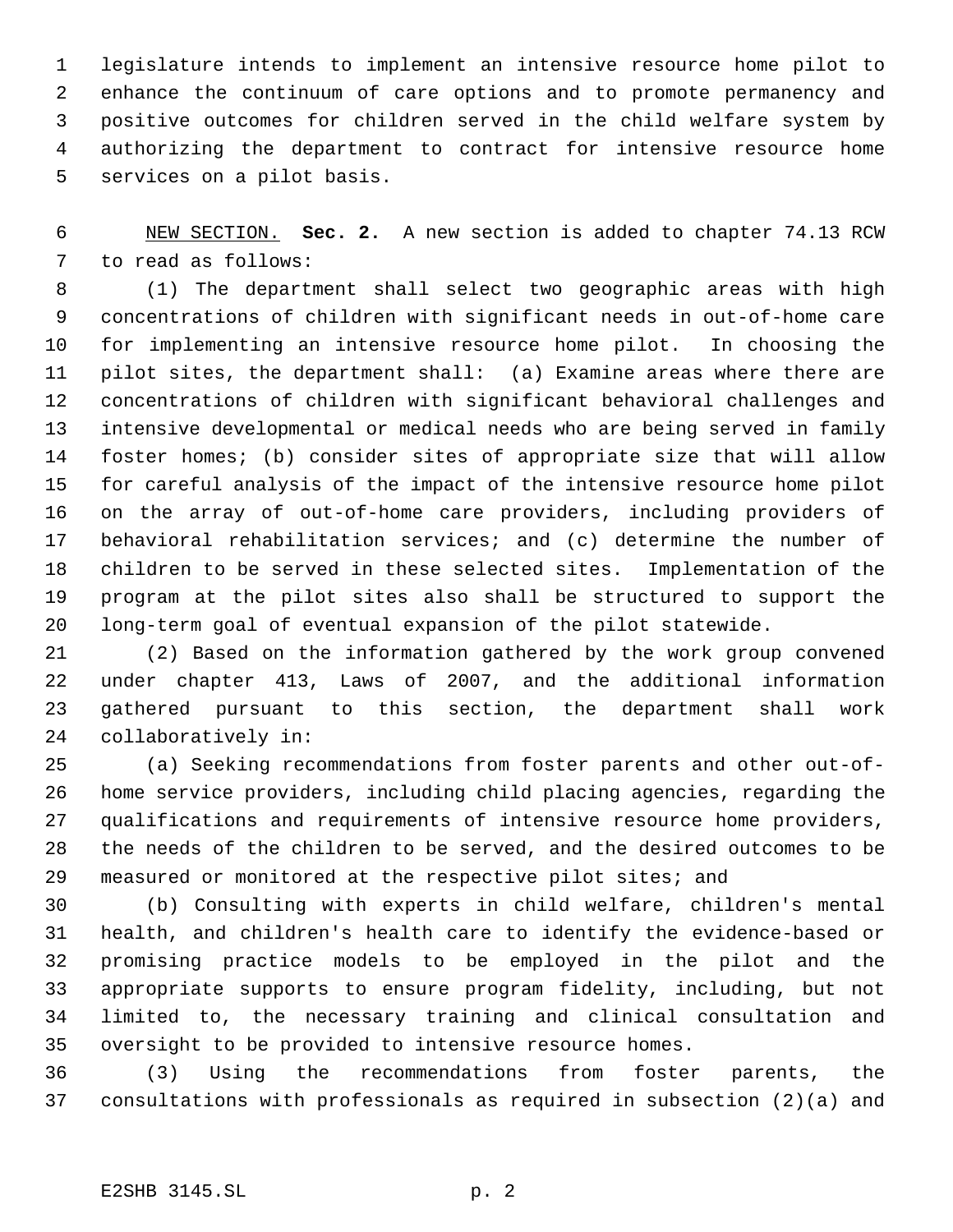legislature intends to implement an intensive resource home pilot to enhance the continuum of care options and to promote permanency and positive outcomes for children served in the child welfare system by authorizing the department to contract for intensive resource home services on a pilot basis.

NEW SECTION. **Sec. 2.** A new section is added to chapter 74.13 RCW to read as follows:

(1) The department shall select two geographic areas with high concentrations of children with significant needs in out-of-home care for implementing an intensive resource home pilot. In choosing the pilot sites, the department shall: (a) Examine areas where there are concentrations of children with significant behavioral challenges and intensive developmental or medical needs who are being served in family foster homes; (b) consider sites of appropriate size that will allow for careful analysis of the impact of the intensive resource home pilot on the array of out-of-home care providers, including providers of behavioral rehabilitation services; and (c) determine the number of children to be served in these selected sites. Implementation of the program at the pilot sites also shall be structured to support the long-term goal of eventual expansion of the pilot statewide.

(2) Based on the information gathered by the work group convened under chapter 413, Laws of 2007, and the additional information gathered pursuant to this section, the department shall work collaboratively in:

(a) Seeking recommendations from foster parents and other out-of-home service providers, including child placing agencies, regarding the qualifications and requirements of intensive resource home providers, the needs of the children to be served, and the desired outcomes to be measured or monitored at the respective pilot sites; and

(b) Consulting with experts in child welfare, children's mental health, and children's health care to identify the evidence-based or promising practice models to be employed in the pilot and the appropriate supports to ensure program fidelity, including, but not limited to, the necessary training and clinical consultation and oversight to be provided to intensive resource homes.

(3) Using the recommendations from foster parents, the consultations with professionals as required in subsection (2)(a) and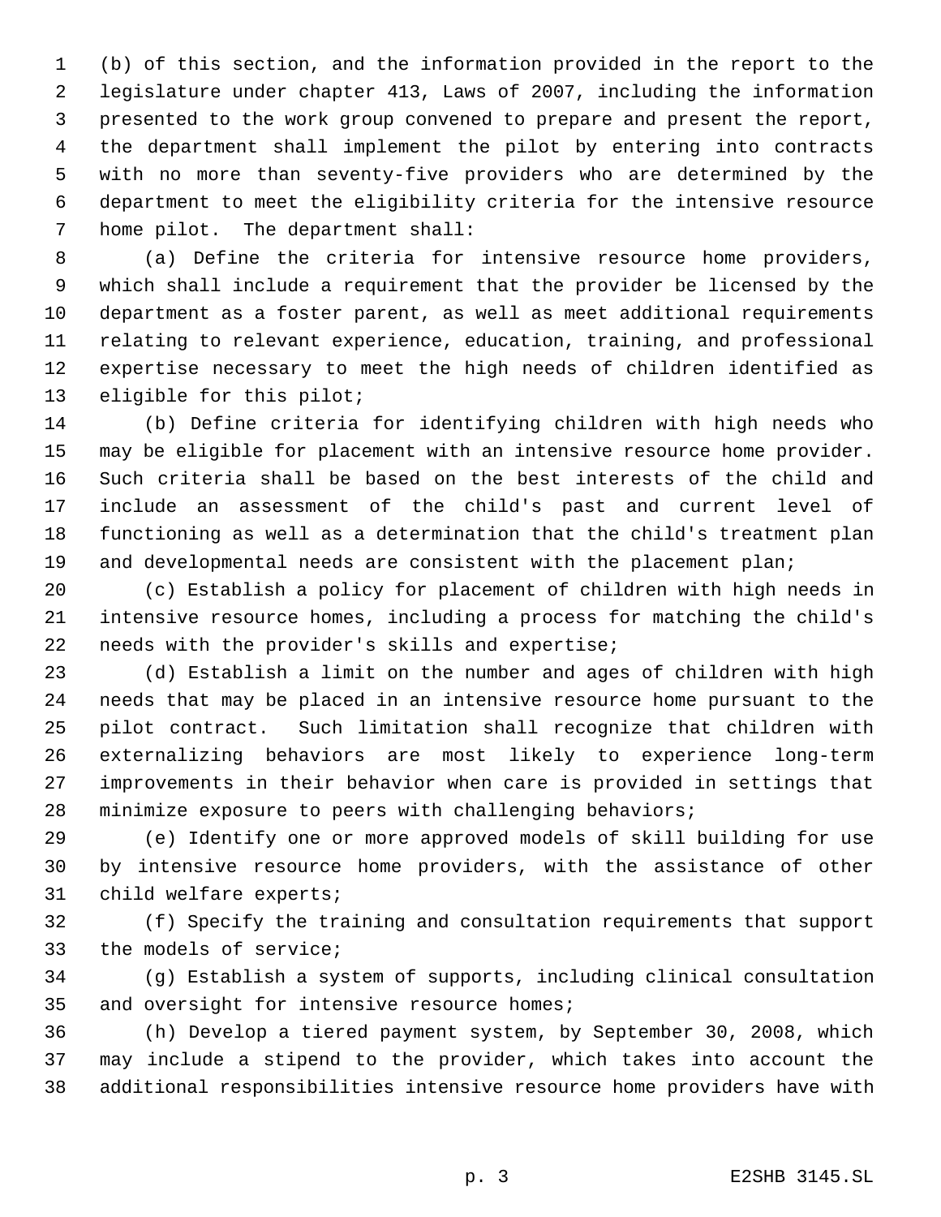(b) of this section, and the information provided in the report to the legislature under chapter 413, Laws of 2007, including the information presented to the work group convened to prepare and present the report, the department shall implement the pilot by entering into contracts with no more than seventy-five providers who are determined by the department to meet the eligibility criteria for the intensive resource home pilot. The department shall:

(a) Define the criteria for intensive resource home providers, which shall include a requirement that the provider be licensed by the department as a foster parent, as well as meet additional requirements relating to relevant experience, education, training, and professional expertise necessary to meet the high needs of children identified as eligible for this pilot;

(b) Define criteria for identifying children with high needs who may be eligible for placement with an intensive resource home provider. Such criteria shall be based on the best interests of the child and include an assessment of the child's past and current level of functioning as well as a determination that the child's treatment plan and developmental needs are consistent with the placement plan;

(c) Establish a policy for placement of children with high needs in intensive resource homes, including a process for matching the child's needs with the provider's skills and expertise;

(d) Establish a limit on the number and ages of children with high needs that may be placed in an intensive resource home pursuant to the pilot contract. Such limitation shall recognize that children with externalizing behaviors are most likely to experience long-term improvements in their behavior when care is provided in settings that minimize exposure to peers with challenging behaviors;

(e) Identify one or more approved models of skill building for use by intensive resource home providers, with the assistance of other child welfare experts;

(f) Specify the training and consultation requirements that support the models of service;

(g) Establish a system of supports, including clinical consultation and oversight for intensive resource homes;

(h) Develop a tiered payment system, by September 30, 2008, which may include a stipend to the provider, which takes into account the additional responsibilities intensive resource home providers have with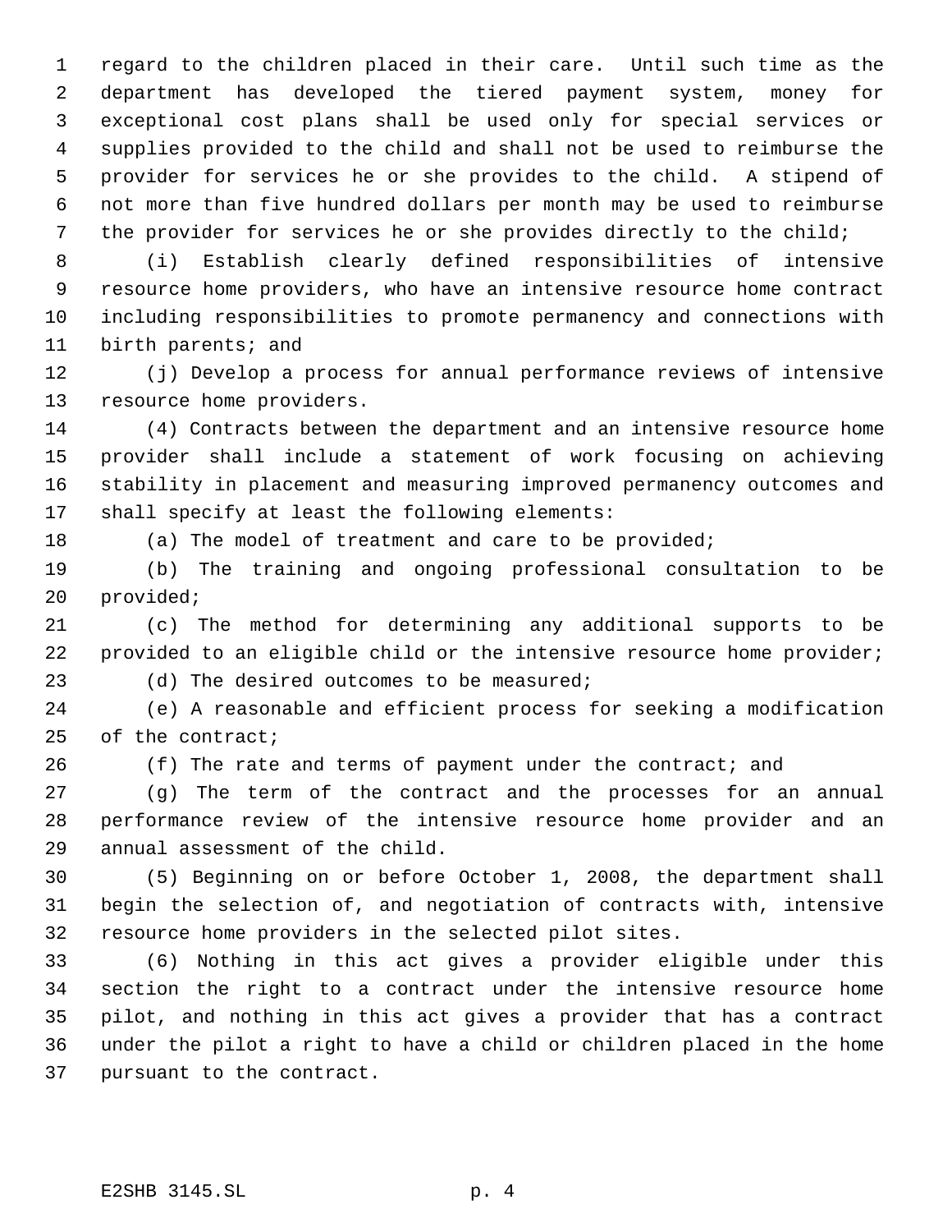regard to the children placed in their care. Until such time as the department has developed the tiered payment system, money for exceptional cost plans shall be used only for special services or supplies provided to the child and shall not be used to reimburse the provider for services he or she provides to the child. A stipend of not more than five hundred dollars per month may be used to reimburse the provider for services he or she provides directly to the child;

(i) Establish clearly defined responsibilities of intensive resource home providers, who have an intensive resource home contract including responsibilities to promote permanency and connections with birth parents; and

(j) Develop a process for annual performance reviews of intensive resource home providers.

(4) Contracts between the department and an intensive resource home provider shall include a statement of work focusing on achieving stability in placement and measuring improved permanency outcomes and shall specify at least the following elements:

(a) The model of treatment and care to be provided;

(b) The training and ongoing professional consultation to be provided;

(c) The method for determining any additional supports to be provided to an eligible child or the intensive resource home provider;

(d) The desired outcomes to be measured;

(e) A reasonable and efficient process for seeking a modification of the contract;

(f) The rate and terms of payment under the contract; and

(g) The term of the contract and the processes for an annual performance review of the intensive resource home provider and an annual assessment of the child.

(5) Beginning on or before October 1, 2008, the department shall begin the selection of, and negotiation of contracts with, intensive resource home providers in the selected pilot sites.

(6) Nothing in this act gives a provider eligible under this section the right to a contract under the intensive resource home pilot, and nothing in this act gives a provider that has a contract under the pilot a right to have a child or children placed in the home pursuant to the contract.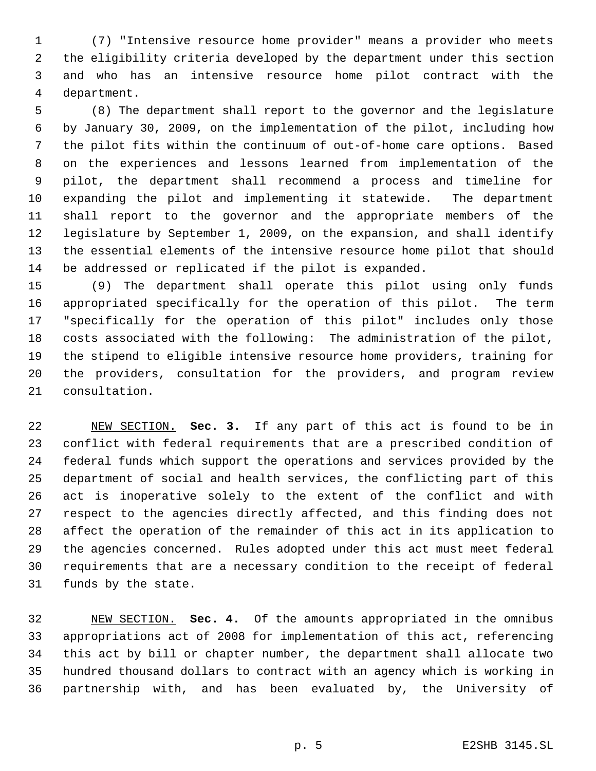(7) "Intensive resource home provider" means a provider who meets the eligibility criteria developed by the department under this section and who has an intensive resource home pilot contract with the department.

(8) The department shall report to the governor and the legislature by January 30, 2009, on the implementation of the pilot, including how the pilot fits within the continuum of out-of-home care options. Based on the experiences and lessons learned from implementation of the pilot, the department shall recommend a process and timeline for expanding the pilot and implementing it statewide. The department shall report to the governor and the appropriate members of the legislature by September 1, 2009, on the expansion, and shall identify the essential elements of the intensive resource home pilot that should be addressed or replicated if the pilot is expanded.

(9) The department shall operate this pilot using only funds appropriated specifically for the operation of this pilot. The term "specifically for the operation of this pilot" includes only those costs associated with the following: The administration of the pilot, the stipend to eligible intensive resource home providers, training for the providers, consultation for the providers, and program review consultation.

NEW SECTION. **Sec. 3.** If any part of this act is found to be in conflict with federal requirements that are a prescribed condition of federal funds which support the operations and services provided by the department of social and health services, the conflicting part of this act is inoperative solely to the extent of the conflict and with respect to the agencies directly affected, and this finding does not affect the operation of the remainder of this act in its application to the agencies concerned. Rules adopted under this act must meet federal requirements that are a necessary condition to the receipt of federal funds by the state.

NEW SECTION. **Sec. 4.** Of the amounts appropriated in the omnibus appropriations act of 2008 for implementation of this act, referencing this act by bill or chapter number, the department shall allocate two hundred thousand dollars to contract with an agency which is working in partnership with, and has been evaluated by, the University of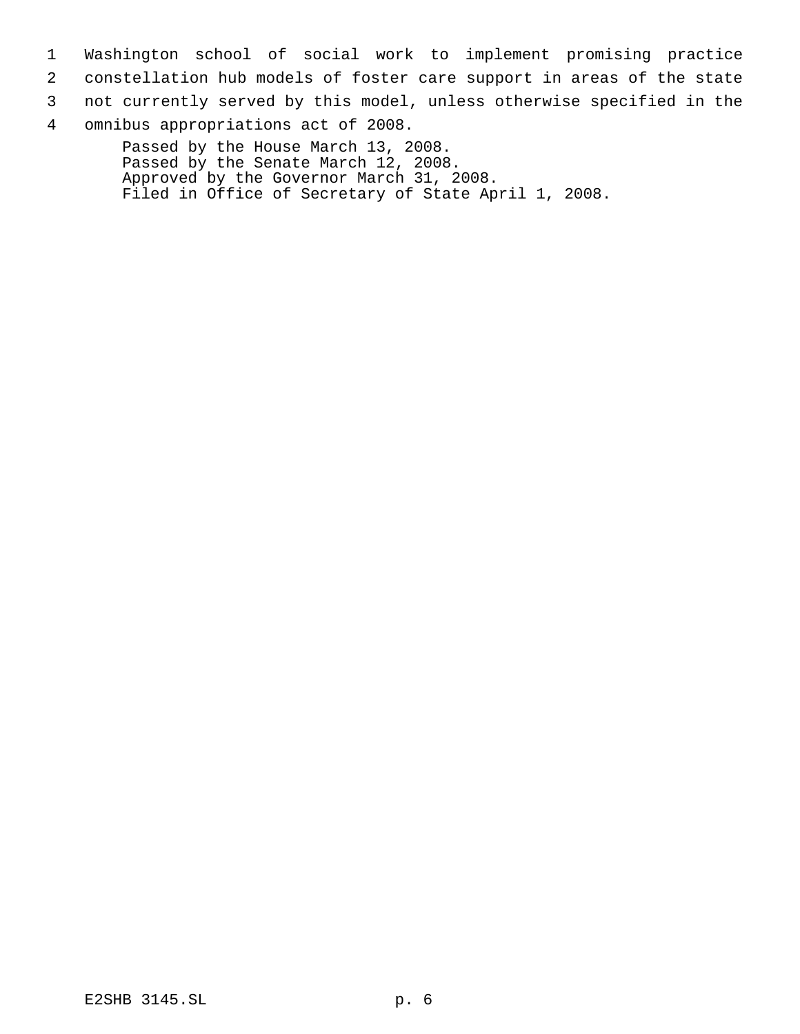Washington school of social work to implement promising practice constellation hub models of foster care support in areas of the state not currently served by this model, unless otherwise specified in the omnibus appropriations act of 2008.

Passed by the House March 13, 2008.
Passed by the Senate March 12, 2008.
Approved by the Governor March 31, 2008.
Filed in Office of Secretary of State April 1, 2008.